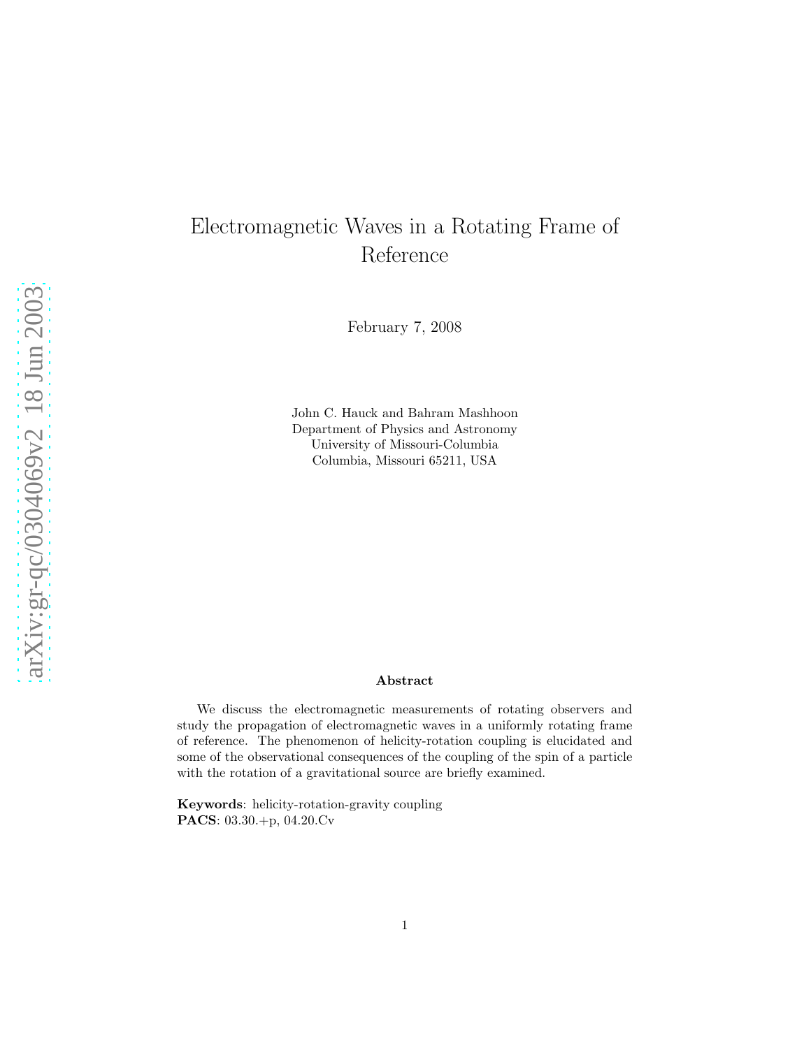# Electromagnetic Waves in a Rotating Frame of Reference

February 7, 2008

John C. Hauck and Bahram Mashhoon
Department of Physics and Astronomy
University of Missouri-Columbia
Columbia, Missouri 65211, USA

arXiv:gr-qc/0304069v2 18 Jun 2003

### Abstract

We discuss the electromagnetic measurements of rotating observers and study the propagation of electromagnetic waves in a uniformly rotating frame of reference. The phenomenon of helicity-rotation coupling is elucidated and some of the observational consequences of the coupling of the spin of a particle with the rotation of a gravitational source are briefly examined.

**Keywords**: helicity-rotation-gravity coupling
**PACS**: 03.30.+p, 04.20.Cv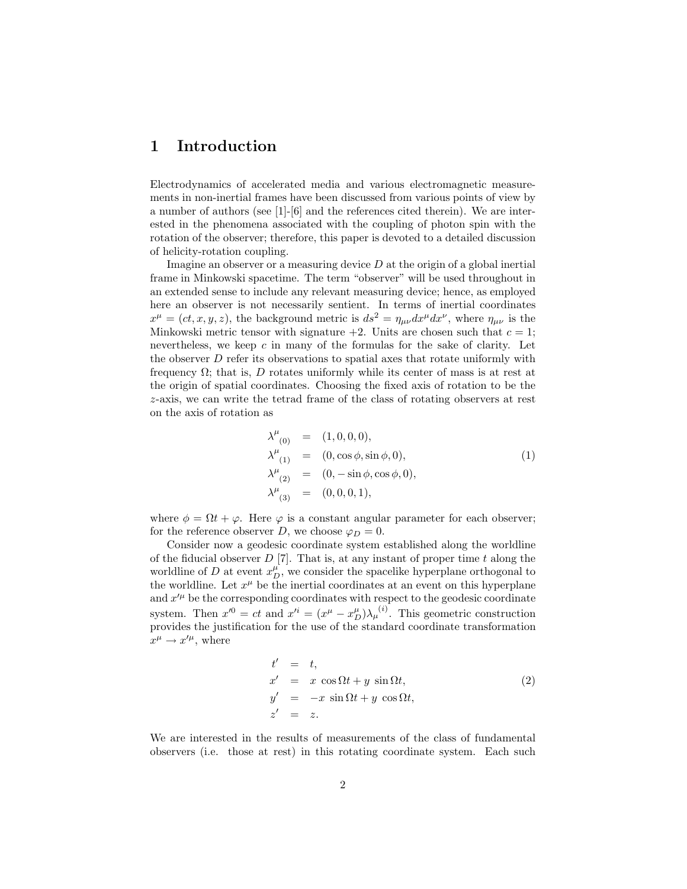# 1 Introduction

Electrodynamics of accelerated media and various electromagnetic measurements in non-inertial frames have been discussed from various points of view by a number of authors (see [1]-[6] and the references cited therein). We are interested in the phenomena associated with the coupling of photon spin with the rotation of the observer; therefore, this paper is devoted to a detailed discussion of helicity-rotation coupling.

Imagine an observer or a measuring device $D$ at the origin of a global inertial frame in Minkowski spacetime. The term "observer" will be used throughout in an extended sense to include any relevant measuring device; hence, as employed here an observer is not necessarily sentient. In terms of inertial coordinates $x^\mu = (ct, x, y, z)$, the background metric is $ds^2 = \eta_{\mu\nu} dx^\mu dx^\nu$, where $\eta_{\mu\nu}$ is the Minkowski metric tensor with signature $+2$. Units are chosen such that $c = 1$; nevertheless, we keep $c$ in many of the formulas for the sake of clarity. Let the observer $D$ refer its observations to spatial axes that rotate uniformly with frequency $\Omega$; that is, $D$ rotates uniformly while its center of mass is at rest at the origin of spatial coordinates. Choosing the fixed axis of rotation to be the $z$-axis, we can write the tetrad frame of the class of rotating observers at rest on the axis of rotation as

$$
\begin{aligned}
\lambda^\mu{}_{(0)} &= (1, 0, 0, 0), \\
\lambda^\mu{}_{(1)} &= (0, \cos\phi, \sin\phi, 0), \\
\lambda^\mu{}_{(2)} &= (0, -\sin\phi, \cos\phi, 0), \\
\lambda^\mu{}_{(3)} &= (0, 0, 0, 1),
\end{aligned}
\tag{1}
$$

where $\phi = \Omega t + \varphi$. Here $\varphi$ is a constant angular parameter for each observer; for the reference observer $D$, we choose $\varphi_D = 0$.

Consider now a geodesic coordinate system established along the worldline of the fiducial observer $D$ [7]. That is, at any instant of proper time $t$ along the worldline of $D$ at event $x_D^\mu$, we consider the spacelike hyperplane orthogonal to the worldline. Let $x^\mu$ be the inertial coordinates at an event on this hyperplane and $x'^\mu$ be the corresponding coordinates with respect to the geodesic coordinate system. Then $x'^0 = ct$ and $x'^i = (x^\mu - x_D^\mu)\lambda_\mu{}^{(i)}$. This geometric construction provides the justification for the use of the standard coordinate transformation $x^\mu \to x'^\mu$, where

$$
\begin{aligned}
t' &= t, \\
x' &= x\ \cos\Omega t + y\ \sin\Omega t, \\
y' &= -x\ \sin\Omega t + y\ \cos\Omega t, \\
z' &= z.
\end{aligned}
\tag{2}
$$

We are interested in the results of measurements of the class of fundamental observers (i.e. those at rest) in this rotating coordinate system. Each such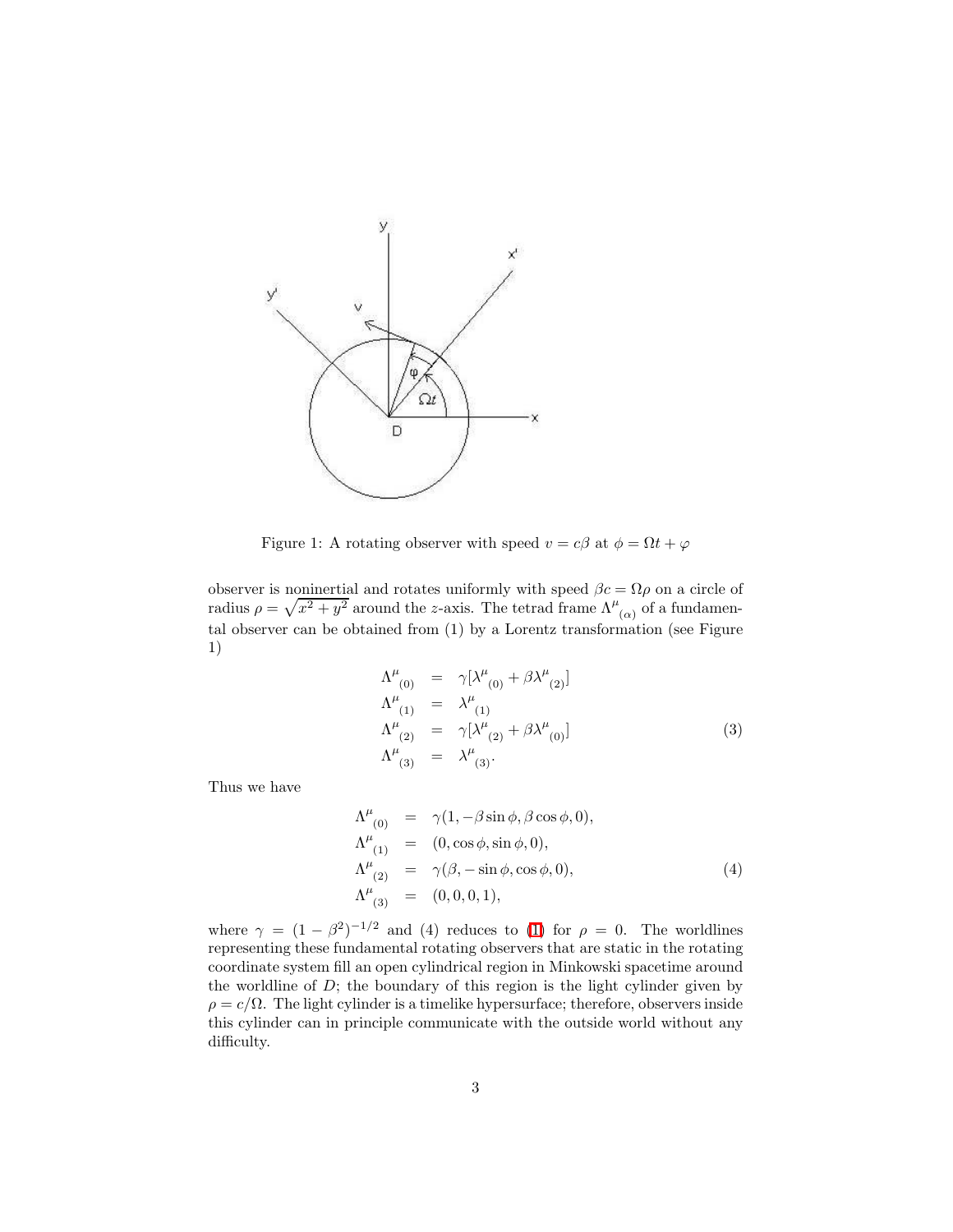Figure 1: A rotating observer with speed $v = c\beta$ at $\phi = \Omega t + \varphi$

observer is noninertial and rotates uniformly with speed $\beta c = \Omega\rho$ on a circle of radius $\rho = \sqrt{x^2 + y^2}$ around the $z$-axis. The tetrad frame $\Lambda^{\mu}{}_{(\alpha)}$ of a fundamental observer can be obtained from (1) by a Lorentz transformation (see Figure 1)

$$
\begin{aligned}
\Lambda^{\mu}{}_{(0)} &= \gamma[\lambda^{\mu}{}_{(0)} + \beta\lambda^{\mu}{}_{(2)}] \\
\Lambda^{\mu}{}_{(1)} &= \lambda^{\mu}{}_{(1)} \\
\Lambda^{\mu}{}_{(2)} &= \gamma[\lambda^{\mu}{}_{(2)} + \beta\lambda^{\mu}{}_{(0)}] \\
\Lambda^{\mu}{}_{(3)} &= \lambda^{\mu}{}_{(3)}.
\end{aligned}
\tag{3}
$$

Thus we have

$$
\begin{aligned}
\Lambda^{\mu}{}_{(0)} &= \gamma(1, -\beta\sin\phi, \beta\cos\phi, 0), \\
\Lambda^{\mu}{}_{(1)} &= (0, \cos\phi, \sin\phi, 0), \\
\Lambda^{\mu}{}_{(2)} &= \gamma(\beta, -\sin\phi, \cos\phi, 0), \\
\Lambda^{\mu}{}_{(3)} &= (0, 0, 0, 1),
\end{aligned}
\tag{4}
$$

where $\gamma = (1 - \beta^2)^{-1/2}$ and (4) reduces to (1) for $\rho = 0$. The worldlines representing these fundamental rotating observers that are static in the rotating coordinate system fill an open cylindrical region in Minkowski spacetime around the worldline of $D$; the boundary of this region is the light cylinder given by $\rho = c/\Omega$. The light cylinder is a timelike hypersurface; therefore, observers inside this cylinder can in principle communicate with the outside world without any difficulty.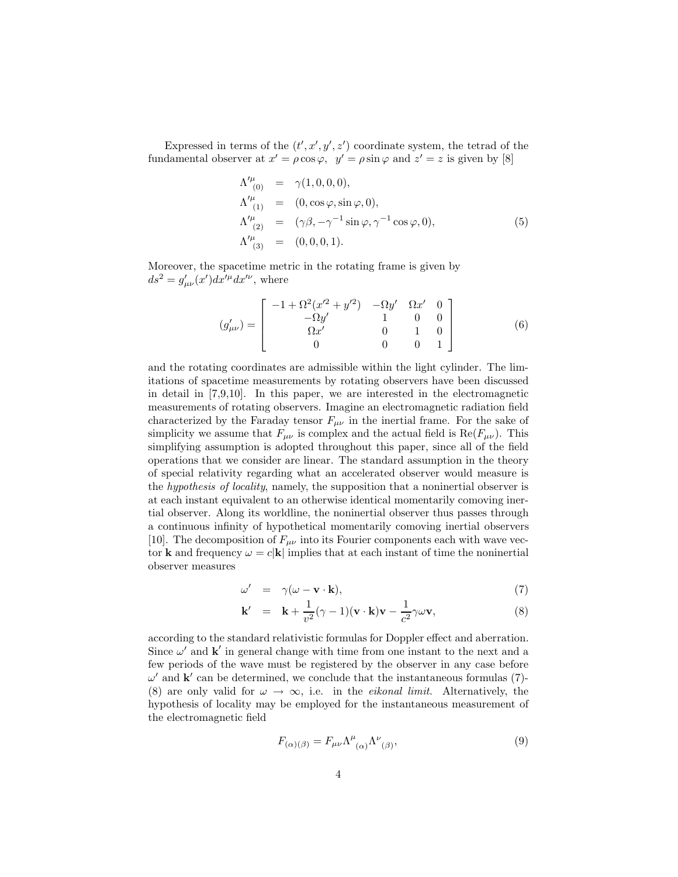Expressed in terms of the $(t', x', y', z')$ coordinate system, the tetrad of the fundamental observer at $x' = \rho\cos\varphi$, $y' = \rho\sin\varphi$ and $z' = z$ is given by [8]

$$
\begin{aligned}
\Lambda'^{\mu}{}_{(0)} &= \gamma(1, 0, 0, 0), \\
\Lambda'^{\mu}{}_{(1)} &= (0, \cos\varphi, \sin\varphi, 0), \\
\Lambda'^{\mu}{}_{(2)} &= (\gamma\beta, -\gamma^{-1}\sin\varphi, \gamma^{-1}\cos\varphi, 0), \\
\Lambda'^{\mu}{}_{(3)} &= (0, 0, 0, 1).
\end{aligned} \tag{5}
$$

Moreover, the spacetime metric in the rotating frame is given by $ds^2 = g'_{\mu\nu}(x')dx'^{\mu}dx'^{\nu}$, where

$$
(g'_{\mu\nu}) = \begin{bmatrix} -1 + \Omega^2(x'^2 + y'^2) & -\Omega y' & \Omega x' & 0 \\ -\Omega y' & 1 & 0 & 0 \\ \Omega x' & 0 & 1 & 0 \\ 0 & 0 & 0 & 1 \end{bmatrix} \tag{6}
$$

and the rotating coordinates are admissible within the light cylinder. The limitations of spacetime measurements by rotating observers have been discussed in detail in [7,9,10]. In this paper, we are interested in the electromagnetic measurements of rotating observers. Imagine an electromagnetic radiation field characterized by the Faraday tensor $F_{\mu\nu}$ in the inertial frame. For the sake of simplicity we assume that $F_{\mu\nu}$ is complex and the actual field is $\mathrm{Re}(F_{\mu\nu})$. This simplifying assumption is adopted throughout this paper, since all of the field operations that we consider are linear. The standard assumption in the theory of special relativity regarding what an accelerated observer would measure is the *hypothesis of locality*, namely, the supposition that a noninertial observer is at each instant equivalent to an otherwise identical momentarily comoving inertial observer. Along its worldline, the noninertial observer thus passes through a continuous infinity of hypothetical momentarily comoving inertial observers [10]. The decomposition of $F_{\mu\nu}$ into its Fourier components each with wave vector $\mathbf{k}$ and frequency $\omega = c|\mathbf{k}|$ implies that at each instant of time the noninertial observer measures

$$
\omega' = \gamma(\omega - \mathbf{v}\cdot\mathbf{k}), \tag{7}
$$

$$
\mathbf{k}' = \mathbf{k} + \frac{1}{v^2}(\gamma - 1)(\mathbf{v}\cdot\mathbf{k})\mathbf{v} - \frac{1}{c^2}\gamma\omega\mathbf{v}, \tag{8}
$$

according to the standard relativistic formulas for Doppler effect and aberration. Since $\omega'$ and $\mathbf{k}'$ in general change with time from one instant to the next and a few periods of the wave must be registered by the observer in any case before $\omega'$ and $\mathbf{k}'$ can be determined, we conclude that the instantaneous formulas (7)-(8) are only valid for $\omega \to \infty$, i.e. in the *eikonal limit*. Alternatively, the hypothesis of locality may be employed for the instantaneous measurement of the electromagnetic field

$$
F_{(\alpha)(\beta)} = F_{\mu\nu}\Lambda^{\mu}{}_{(\alpha)}\Lambda^{\nu}{}_{(\beta)}, \tag{9}
$$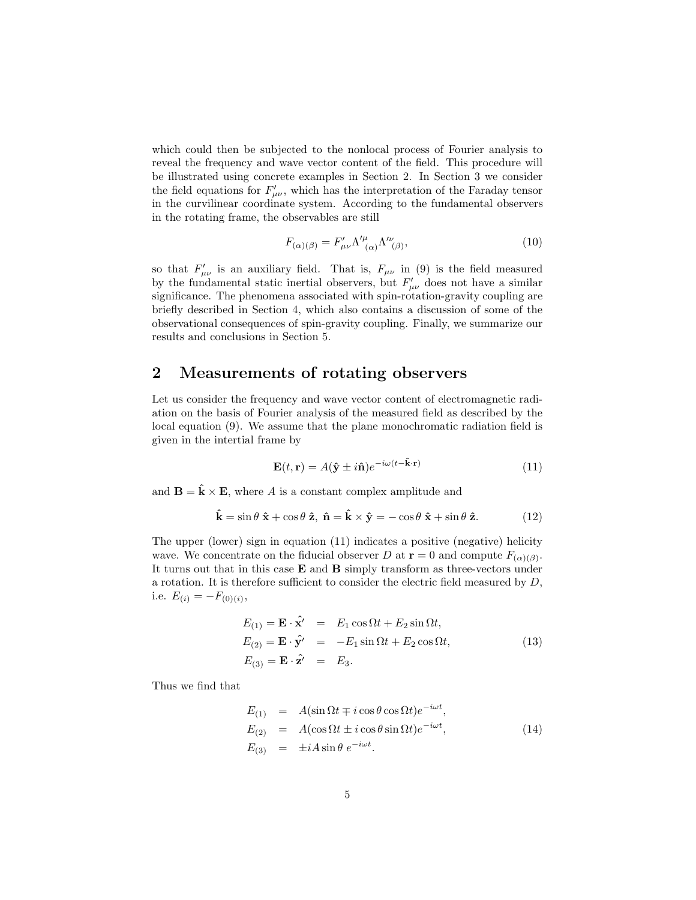which could then be subjected to the nonlocal process of Fourier analysis to reveal the frequency and wave vector content of the field. This procedure will be illustrated using concrete examples in Section 2. In Section 3 we consider the field equations for $F'_{\mu\nu}$, which has the interpretation of the Faraday tensor in the curvilinear coordinate system. According to the fundamental observers in the rotating frame, the observables are still

$$F_{(\alpha)(\beta)} = F'_{\mu\nu}\Lambda'^{\mu}{}_{(\alpha)}\Lambda'^{\nu}{}_{(\beta)}, \tag{10}$$

so that $F'_{\mu\nu}$ is an auxiliary field. That is, $F_{\mu\nu}$ in (9) is the field measured by the fundamental static inertial observers, but $F'_{\mu\nu}$ does not have a similar significance. The phenomena associated with spin-rotation-gravity coupling are briefly described in Section 4, which also contains a discussion of some of the observational consequences of spin-gravity coupling. Finally, we summarize our results and conclusions in Section 5.

## 2 Measurements of rotating observers

Let us consider the frequency and wave vector content of electromagnetic radiation on the basis of Fourier analysis of the measured field as described by the local equation (9). We assume that the plane monochromatic radiation field is given in the intertial frame by

$$\mathbf{E}(t, \mathbf{r}) = A(\hat{\mathbf{y}} \pm i\hat{\mathbf{n}})e^{-i\omega(t-\hat{\mathbf{k}}\cdot\mathbf{r})} \tag{11}$$

and $\mathbf{B} = \hat{\mathbf{k}} \times \mathbf{E}$, where $A$ is a constant complex amplitude and

$$\hat{\mathbf{k}} = \sin\theta\ \hat{\mathbf{x}} + \cos\theta\ \hat{\mathbf{z}},\ \hat{\mathbf{n}} = \hat{\mathbf{k}} \times \hat{\mathbf{y}} = -\cos\theta\ \hat{\mathbf{x}} + \sin\theta\ \hat{\mathbf{z}}. \tag{12}$$

The upper (lower) sign in equation (11) indicates a positive (negative) helicity wave. We concentrate on the fiducial observer $D$ at $\mathbf{r} = 0$ and compute $F_{(\alpha)(\beta)}$. It turns out that in this case $\mathbf{E}$ and $\mathbf{B}$ simply transform as three-vectors under a rotation. It is therefore sufficient to consider the electric field measured by $D$, i.e. $E_{(i)} = -F_{(0)(i)}$,

$$\begin{aligned} E_{(1)} = \mathbf{E}\cdot\hat{\mathbf{x}}' &= E_1\cos\Omega t + E_2\sin\Omega t, \\ E_{(2)} = \mathbf{E}\cdot\hat{\mathbf{y}}' &= -E_1\sin\Omega t + E_2\cos\Omega t, \\ E_{(3)} = \mathbf{E}\cdot\hat{\mathbf{z}}' &= E_3. \end{aligned} \tag{13}$$

Thus we find that

$$\begin{aligned} E_{(1)} &= A(\sin\Omega t \mp i\cos\theta\cos\Omega t)e^{-i\omega t}, \\ E_{(2)} &= A(\cos\Omega t \pm i\cos\theta\sin\Omega t)e^{-i\omega t}, \\ E_{(3)} &= \pm iA\sin\theta\ e^{-i\omega t}. \end{aligned} \tag{14}$$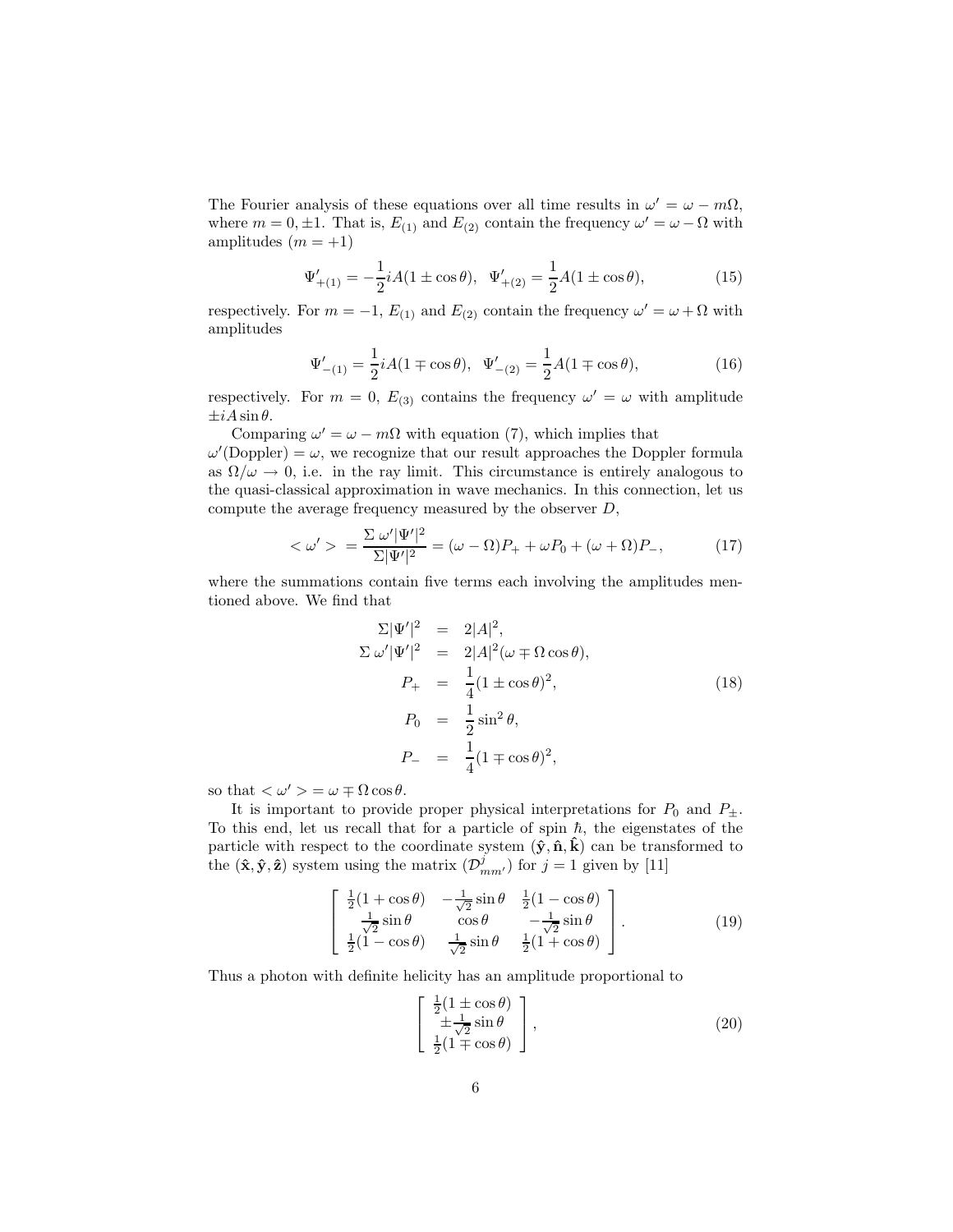The Fourier analysis of these equations over all time results in $\omega' = \omega - m\Omega$, where $m = 0, \pm 1$. That is, $E_{(1)}$ and $E_{(2)}$ contain the frequency $\omega' = \omega - \Omega$ with amplitudes $(m = +1)$

$$\Psi'_{+(1)} = -\frac{1}{2} iA(1 \pm \cos\theta), \quad \Psi'_{+(2)} = \frac{1}{2} A(1 \pm \cos\theta), \tag{15}$$

respectively. For $m = -1$, $E_{(1)}$ and $E_{(2)}$ contain the frequency $\omega' = \omega + \Omega$ with amplitudes

$$\Psi'_{-(1)} = \frac{1}{2} iA(1 \mp \cos\theta), \quad \Psi'_{-(2)} = \frac{1}{2} A(1 \mp \cos\theta), \tag{16}$$

respectively. For $m = 0$, $E_{(3)}$ contains the frequency $\omega' = \omega$ with amplitude $\pm iA \sin\theta$.

Comparing $\omega' = \omega - m\Omega$ with equation (7), which implies that $\omega'(\text{Doppler}) = \omega$, we recognize that our result approaches the Doppler formula as $\Omega/\omega \to 0$, i.e. in the ray limit. This circumstance is entirely analogous to the quasi-classical approximation in wave mechanics. In this connection, let us compute the average frequency measured by the observer $D$,

$$< \omega' > = \frac{\Sigma\, \omega' |\Psi'|^2}{\Sigma |\Psi'|^2} = (\omega - \Omega) P_+ + \omega P_0 + (\omega + \Omega) P_-, \tag{17}$$

where the summations contain five terms each involving the amplitudes mentioned above. We find that

$$\begin{aligned}
\Sigma |\Psi'|^2 &= 2|A|^2, \\
\Sigma\, \omega' |\Psi'|^2 &= 2|A|^2 (\omega \mp \Omega \cos\theta), \\
P_+ &= \frac{1}{4}(1 \pm \cos\theta)^2, \\
P_0 &= \frac{1}{2}\sin^2\theta, \\
P_- &= \frac{1}{4}(1 \mp \cos\theta)^2,
\end{aligned} \tag{18}$$

so that $< \omega' > = \omega \mp \Omega \cos\theta$.

It is important to provide proper physical interpretations for $P_0$ and $P_\pm$. To this end, let us recall that for a particle of spin $\hbar$, the eigenstates of the particle with respect to the coordinate system $(\hat{\mathbf{y}}, \hat{\mathbf{n}}, \hat{\mathbf{k}})$ can be transformed to the $(\hat{\mathbf{x}}, \hat{\mathbf{y}}, \hat{\mathbf{z}})$ system using the matrix $(\mathcal{D}^j_{mm'})$ for $j = 1$ given by [11]

$$\begin{bmatrix} \frac{1}{2}(1 + \cos\theta) & -\frac{1}{\sqrt{2}}\sin\theta & \frac{1}{2}(1 - \cos\theta) \\ \frac{1}{\sqrt{2}}\sin\theta & \cos\theta & -\frac{1}{\sqrt{2}}\sin\theta \\ \frac{1}{2}(1 - \cos\theta) & \frac{1}{\sqrt{2}}\sin\theta & \frac{1}{2}(1 + \cos\theta) \end{bmatrix}. \tag{19}$$

Thus a photon with definite helicity has an amplitude proportional to

$$\begin{bmatrix} \frac{1}{2}(1 \pm \cos\theta) \\ \pm\frac{1}{\sqrt{2}}\sin\theta \\ \frac{1}{2}(1 \mp \cos\theta) \end{bmatrix}, \tag{20}$$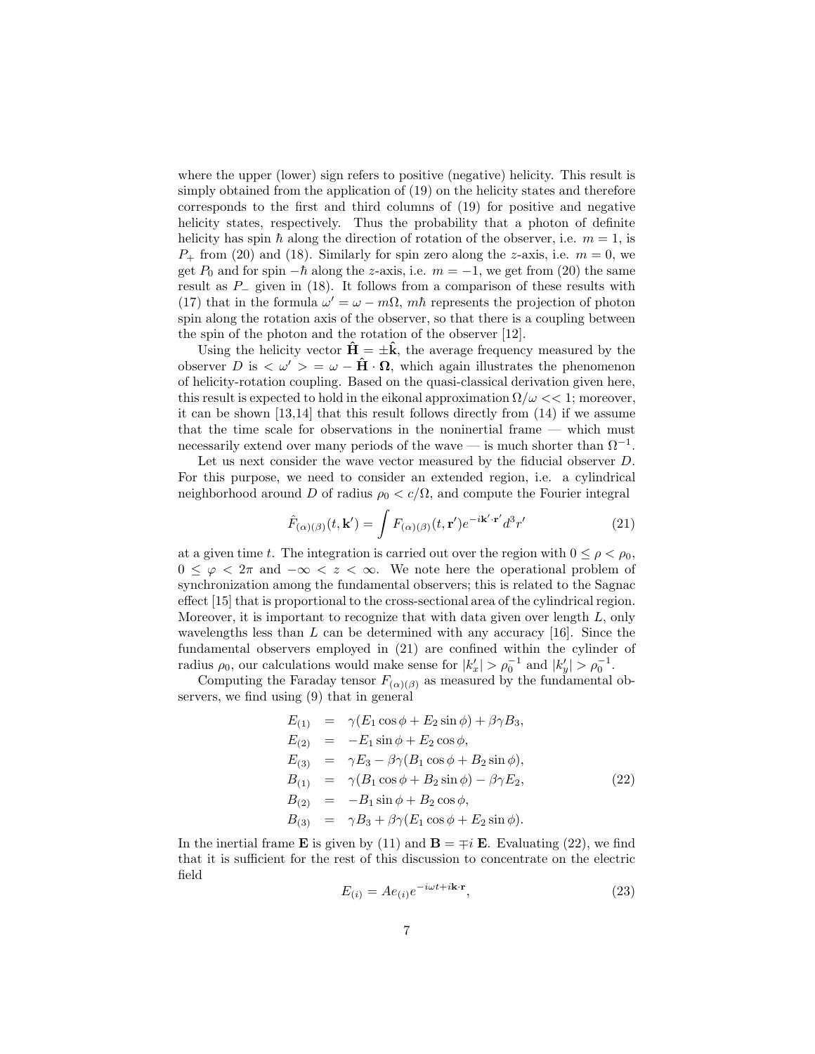where the upper (lower) sign refers to positive (negative) helicity. This result is simply obtained from the application of (19) on the helicity states and therefore corresponds to the first and third columns of (19) for positive and negative helicity states, respectively. Thus the probability that a photon of definite helicity has spin $\hbar$ along the direction of rotation of the observer, i.e. $m = 1$, is $P_+$ from (20) and (18). Similarly for spin zero along the $z$-axis, i.e. $m = 0$, we get $P_0$ and for spin $-\hbar$ along the $z$-axis, i.e. $m = -1$, we get from (20) the same result as $P_-$ given in (18). It follows from a comparison of these results with (17) that in the formula $\omega' = \omega - m\Omega$, $m\hbar$ represents the projection of photon spin along the rotation axis of the observer, so that there is a coupling between the spin of the photon and the rotation of the observer [12].

Using the helicity vector $\hat{\mathbf{H}} = \pm\hat{\mathbf{k}}$, the average frequency measured by the observer $D$ is $< \omega' > = \omega - \hat{\mathbf{H}} \cdot \mathbf{\Omega}$, which again illustrates the phenomenon of helicity-rotation coupling. Based on the quasi-classical derivation given here, this result is expected to hold in the eikonal approximation $\Omega/\omega << 1$; moreover, it can be shown [13,14] that this result follows directly from (14) if we assume that the time scale for observations in the noninertial frame — which must necessarily extend over many periods of the wave — is much shorter than $\Omega^{-1}$.

Let us next consider the wave vector measured by the fiducial observer $D$. For this purpose, we need to consider an extended region, i.e. a cylindrical neighborhood around $D$ of radius $\rho_0 < c/\Omega$, and compute the Fourier integral

$$\hat{F}_{(\alpha)(\beta)}(t, \mathbf{k}') = \int F_{(\alpha)(\beta)}(t, \mathbf{r}') e^{-i\mathbf{k}'\cdot\mathbf{r}'} d^3r' \tag{21}$$

at a given time $t$. The integration is carried out over the region with $0 \leq \rho < \rho_0$, $0 \leq \varphi < 2\pi$ and $-\infty < z < \infty$. We note here the operational problem of synchronization among the fundamental observers; this is related to the Sagnac effect [15] that is proportional to the cross-sectional area of the cylindrical region. Moreover, it is important to recognize that with data given over length $L$, only wavelengths less than $L$ can be determined with any accuracy [16]. Since the fundamental observers employed in (21) are confined within the cylinder of radius $\rho_0$, our calculations would make sense for $|k'_x| > \rho_0^{-1}$ and $|k'_y| > \rho_0^{-1}$.

Computing the Faraday tensor $F_{(\alpha)(\beta)}$ as measured by the fundamental observers, we find using (9) that in general

$$\begin{aligned}
E_{(1)} &= \gamma(E_1 \cos\phi + E_2 \sin\phi) + \beta\gamma B_3, \\
E_{(2)} &= -E_1 \sin\phi + E_2 \cos\phi, \\
E_{(3)} &= \gamma E_3 - \beta\gamma(B_1 \cos\phi + B_2 \sin\phi), \\
B_{(1)} &= \gamma(B_1 \cos\phi + B_2 \sin\phi) - \beta\gamma E_2, \\
B_{(2)} &= -B_1 \sin\phi + B_2 \cos\phi, \\
B_{(3)} &= \gamma B_3 + \beta\gamma(E_1 \cos\phi + E_2 \sin\phi).
\end{aligned} \tag{22}$$

In the inertial frame $\mathbf{E}$ is given by (11) and $\mathbf{B} = \mp i\,\mathbf{E}$. Evaluating (22), we find that it is sufficient for the rest of this discussion to concentrate on the electric field

$$E_{(i)} = A e_{(i)} e^{-i\omega t + i\mathbf{k}\cdot\mathbf{r}}, \tag{23}$$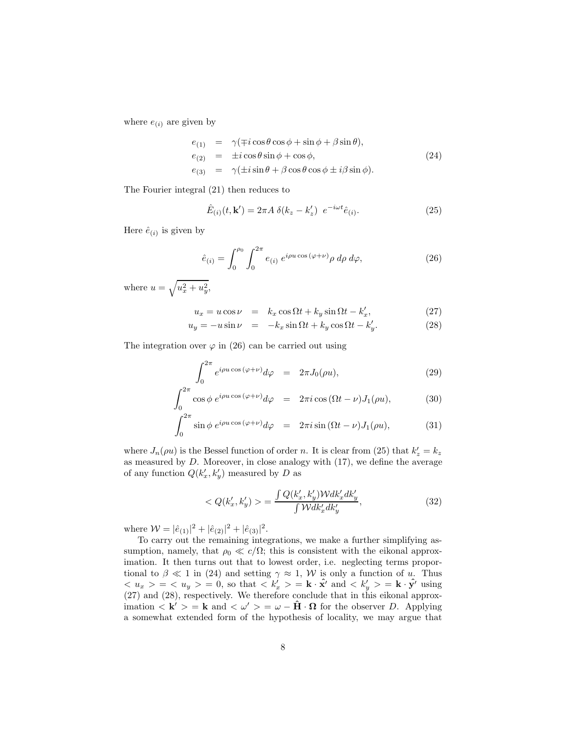where $e_{(i)}$ are given by

$$
\begin{aligned}
e_{(1)} &= \gamma(\mp i\cos\theta\cos\phi + \sin\phi + \beta\sin\theta), \\
e_{(2)} &= \pm i\cos\theta\sin\phi + \cos\phi, \\
e_{(3)} &= \gamma(\pm i\sin\theta + \beta\cos\theta\cos\phi \pm i\beta\sin\phi).
\end{aligned}
\tag{24}
$$

The Fourier integral (21) then reduces to

$$
\hat{E}_{(i)}(t, \mathbf{k}') = 2\pi A\ \delta(k_z - k'_z)\ \ e^{-i\omega t}\hat{e}_{(i)}. \tag{25}
$$

Here $\hat{e}_{(i)}$ is given by

$$
\hat{e}_{(i)} = \int_0^{\rho_0}\int_0^{2\pi} e_{(i)}\ e^{i\rho u\cos(\varphi+\nu)}\rho\ d\rho\ d\varphi, \tag{26}
$$

where $u = \sqrt{u_x^2 + u_y^2}$,

$$
\begin{aligned}
u_x = u\cos\nu &= k_x\cos\Omega t + k_y\sin\Omega t - k'_x, &(27)\\
u_y = -u\sin\nu &= -k_x\sin\Omega t + k_y\cos\Omega t - k'_y. &(28)
\end{aligned}
$$

The integration over $\varphi$ in (26) can be carried out using

$$
\begin{aligned}
\int_0^{2\pi} e^{i\rho u\cos(\varphi+\nu)}d\varphi &= 2\pi J_0(\rho u), &(29)\\
\int_0^{2\pi}\cos\phi\ e^{i\rho u\cos(\varphi+\nu)}d\varphi &= 2\pi i\cos(\Omega t - \nu)J_1(\rho u), &(30)\\
\int_0^{2\pi}\sin\phi\ e^{i\rho u\cos(\varphi+\nu)}d\varphi &= 2\pi i\sin(\Omega t - \nu)J_1(\rho u), &(31)
\end{aligned}
$$

where $J_n(\rho u)$ is the Bessel function of order $n$. It is clear from (25) that $k'_z = k_z$ as measured by $D$. Moreover, in close analogy with (17), we define the average of any function $Q(k'_x, k'_y)$ measured by $D$ as

$$
< Q(k'_x, k'_y) > = \frac{\int Q(k'_x, k'_y)\mathcal{W}dk'_x dk'_y}{\int \mathcal{W}dk'_x dk'_y}, \tag{32}
$$

where $\mathcal{W} = |\hat{e}_{(1)}|^2 + |\hat{e}_{(2)}|^2 + |\hat{e}_{(3)}|^2$.

To carry out the remaining integrations, we make a further simplifying assumption, namely, that $\rho_0 \ll c/\Omega$; this is consistent with the eikonal approximation. It then turns out that to lowest order, i.e. neglecting terms proportional to $\beta \ll 1$ in (24) and setting $\gamma \approx 1$, $\mathcal{W}$ is only a function of $u$. Thus $< u_x > = < u_y > = 0$, so that $< k'_x > = \mathbf{k}\cdot\hat{\mathbf{x}}'$ and $< k'_y > = \mathbf{k}\cdot\hat{\mathbf{y}}'$ using (27) and (28), respectively. We therefore conclude that in this eikonal approximation $< \mathbf{k}' > = \mathbf{k}$ and $< \omega' > = \omega - \hat{\mathbf{H}}\cdot\mathbf{\Omega}$ for the observer $D$. Applying a somewhat extended form of the hypothesis of locality, we may argue that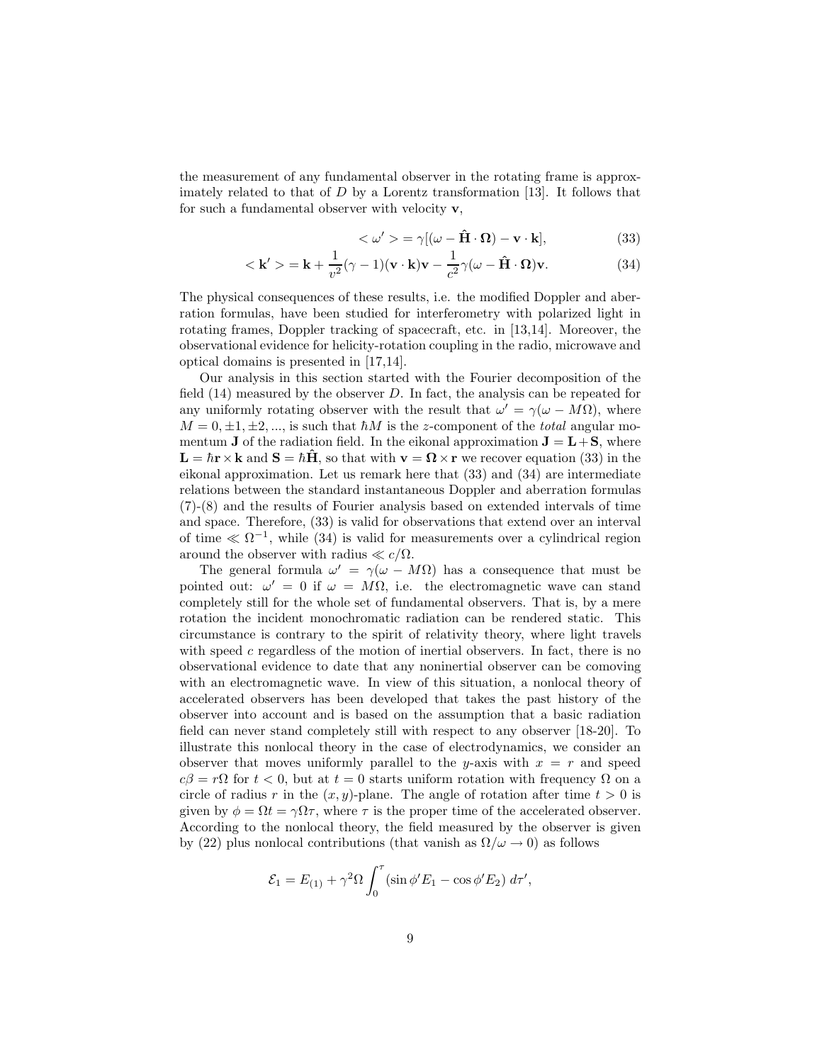the measurement of any fundamental observer in the rotating frame is approximately related to that of $D$ by a Lorentz transformation [13]. It follows that for such a fundamental observer with velocity $\mathbf{v}$,

$$< \omega' > = \gamma[(\omega - \hat{\mathbf{H}} \cdot \mathbf{\Omega}) - \mathbf{v} \cdot \mathbf{k}], \tag{33}$$

$$< \mathbf{k}' > = \mathbf{k} + \frac{1}{v^2}(\gamma - 1)(\mathbf{v} \cdot \mathbf{k})\mathbf{v} - \frac{1}{c^2}\gamma(\omega - \hat{\mathbf{H}} \cdot \mathbf{\Omega})\mathbf{v}. \tag{34}$$

The physical consequences of these results, i.e. the modified Doppler and aberration formulas, have been studied for interferometry with polarized light in rotating frames, Doppler tracking of spacecraft, etc. in [13,14]. Moreover, the observational evidence for helicity-rotation coupling in the radio, microwave and optical domains is presented in [17,14].

Our analysis in this section started with the Fourier decomposition of the field (14) measured by the observer $D$. In fact, the analysis can be repeated for any uniformly rotating observer with the result that $\omega' = \gamma(\omega - M\Omega)$, where $M = 0, \pm 1, \pm 2, ...$, is such that $\hbar M$ is the $z$-component of the *total* angular momentum $\mathbf{J}$ of the radiation field. In the eikonal approximation $\mathbf{J} = \mathbf{L} + \mathbf{S}$, where $\mathbf{L} = \hbar \mathbf{r} \times \mathbf{k}$ and $\mathbf{S} = \hbar \hat{\mathbf{H}}$, so that with $\mathbf{v} = \mathbf{\Omega} \times \mathbf{r}$ we recover equation (33) in the eikonal approximation. Let us remark here that (33) and (34) are intermediate relations between the standard instantaneous Doppler and aberration formulas (7)-(8) and the results of Fourier analysis based on extended intervals of time and space. Therefore, (33) is valid for observations that extend over an interval of time $\ll \Omega^{-1}$, while (34) is valid for measurements over a cylindrical region around the observer with radius $\ll c/\Omega$.

The general formula $\omega' = \gamma(\omega - M\Omega)$ has a consequence that must be pointed out: $\omega' = 0$ if $\omega = M\Omega$, i.e. the electromagnetic wave can stand completely still for the whole set of fundamental observers. That is, by a mere rotation the incident monochromatic radiation can be rendered static. This circumstance is contrary to the spirit of relativity theory, where light travels with speed $c$ regardless of the motion of inertial observers. In fact, there is no observational evidence to date that any noninertial observer can be comoving with an electromagnetic wave. In view of this situation, a nonlocal theory of accelerated observers has been developed that takes the past history of the observer into account and is based on the assumption that a basic radiation field can never stand completely still with respect to any observer [18-20]. To illustrate this nonlocal theory in the case of electrodynamics, we consider an observer that moves uniformly parallel to the $y$-axis with $x = r$ and speed $c\beta = r\Omega$ for $t < 0$, but at $t = 0$ starts uniform rotation with frequency $\Omega$ on a circle of radius $r$ in the $(x, y)$-plane. The angle of rotation after time $t > 0$ is given by $\phi = \Omega t = \gamma \Omega \tau$, where $\tau$ is the proper time of the accelerated observer. According to the nonlocal theory, the field measured by the observer is given by (22) plus nonlocal contributions (that vanish as $\Omega/\omega \to 0$) as follows

$$\mathcal{E}_1 = E_{(1)} + \gamma^2 \Omega \int_0^\tau (\sin \phi' E_1 - \cos \phi' E_2) \, d\tau',$$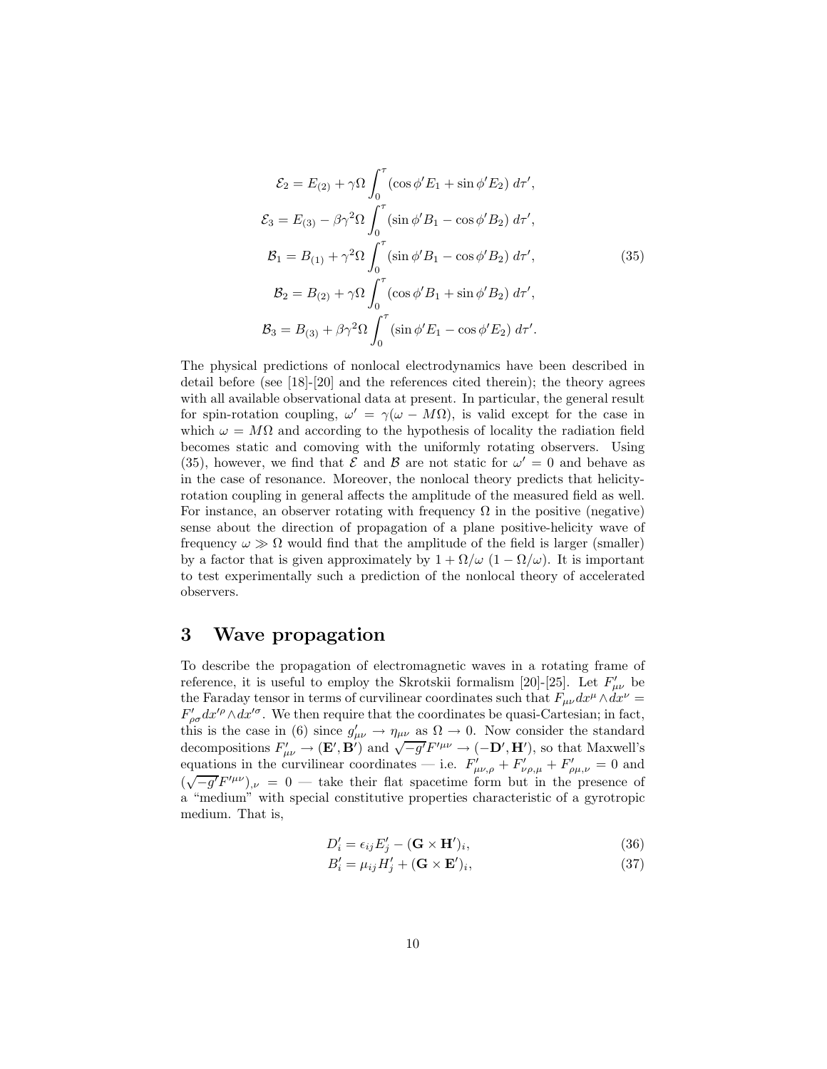$$
\begin{aligned}
\mathcal{E}_2 &= E_{(2)} + \gamma\Omega \int_0^\tau (\cos\phi' E_1 + \sin\phi' E_2)\, d\tau', \\
\mathcal{E}_3 &= E_{(3)} - \beta\gamma^2\Omega \int_0^\tau (\sin\phi' B_1 - \cos\phi' B_2)\, d\tau', \\
\mathcal{B}_1 &= B_{(1)} + \gamma^2\Omega \int_0^\tau (\sin\phi' B_1 - \cos\phi' B_2)\, d\tau', \\
\mathcal{B}_2 &= B_{(2)} + \gamma\Omega \int_0^\tau (\cos\phi' B_1 + \sin\phi' B_2)\, d\tau', \\
\mathcal{B}_3 &= B_{(3)} + \beta\gamma^2\Omega \int_0^\tau (\sin\phi' E_1 - \cos\phi' E_2)\, d\tau'.
\end{aligned}
\tag{35}
$$

The physical predictions of nonlocal electrodynamics have been described in detail before (see [18]-[20] and the references cited therein); the theory agrees with all available observational data at present. In particular, the general result for spin-rotation coupling, $\omega' = \gamma(\omega - M\Omega)$, is valid except for the case in which $\omega = M\Omega$ and according to the hypothesis of locality the radiation field becomes static and comoving with the uniformly rotating observers. Using (35), however, we find that $\mathcal{E}$ and $\mathcal{B}$ are not static for $\omega' = 0$ and behave as in the case of resonance. Moreover, the nonlocal theory predicts that helicity-rotation coupling in general affects the amplitude of the measured field as well. For instance, an observer rotating with frequency $\Omega$ in the positive (negative) sense about the direction of propagation of a plane positive-helicity wave of frequency $\omega \gg \Omega$ would find that the amplitude of the field is larger (smaller) by a factor that is given approximately by $1 + \Omega/\omega$ $(1 - \Omega/\omega)$. It is important to test experimentally such a prediction of the nonlocal theory of accelerated observers.

## 3 Wave propagation

To describe the propagation of electromagnetic waves in a rotating frame of reference, it is useful to employ the Skrotskii formalism [20]-[25]. Let $F'_{\mu\nu}$ be the Faraday tensor in terms of curvilinear coordinates such that $F_{\mu\nu}dx^\mu \wedge dx^\nu = F'_{\rho\sigma}dx'^\rho \wedge dx'^\sigma$. We then require that the coordinates be quasi-Cartesian; in fact, this is the case in (6) since $g'_{\mu\nu} \to \eta_{\mu\nu}$ as $\Omega \to 0$. Now consider the standard decompositions $F'_{\mu\nu} \to (\mathbf{E}', \mathbf{B}')$ and $\sqrt{-g'}F'^{\mu\nu} \to (-\mathbf{D}', \mathbf{H}')$, so that Maxwell's equations in the curvilinear coordinates — i.e. $F'_{\mu\nu,\rho} + F'_{\nu\rho,\mu} + F'_{\rho\mu,\nu} = 0$ and $(\sqrt{-g'}F'^{\mu\nu})_{,\nu} = 0$ — take their flat spacetime form but in the presence of a "medium" with special constitutive properties characteristic of a gyrotropic medium. That is,

$$
D'_i = \epsilon_{ij}E'_j - (\mathbf{G} \times \mathbf{H}')_i, \tag{36}
$$

$$
B'_i = \mu_{ij}H'_j + (\mathbf{G} \times \mathbf{E}')_i, \tag{37}
$$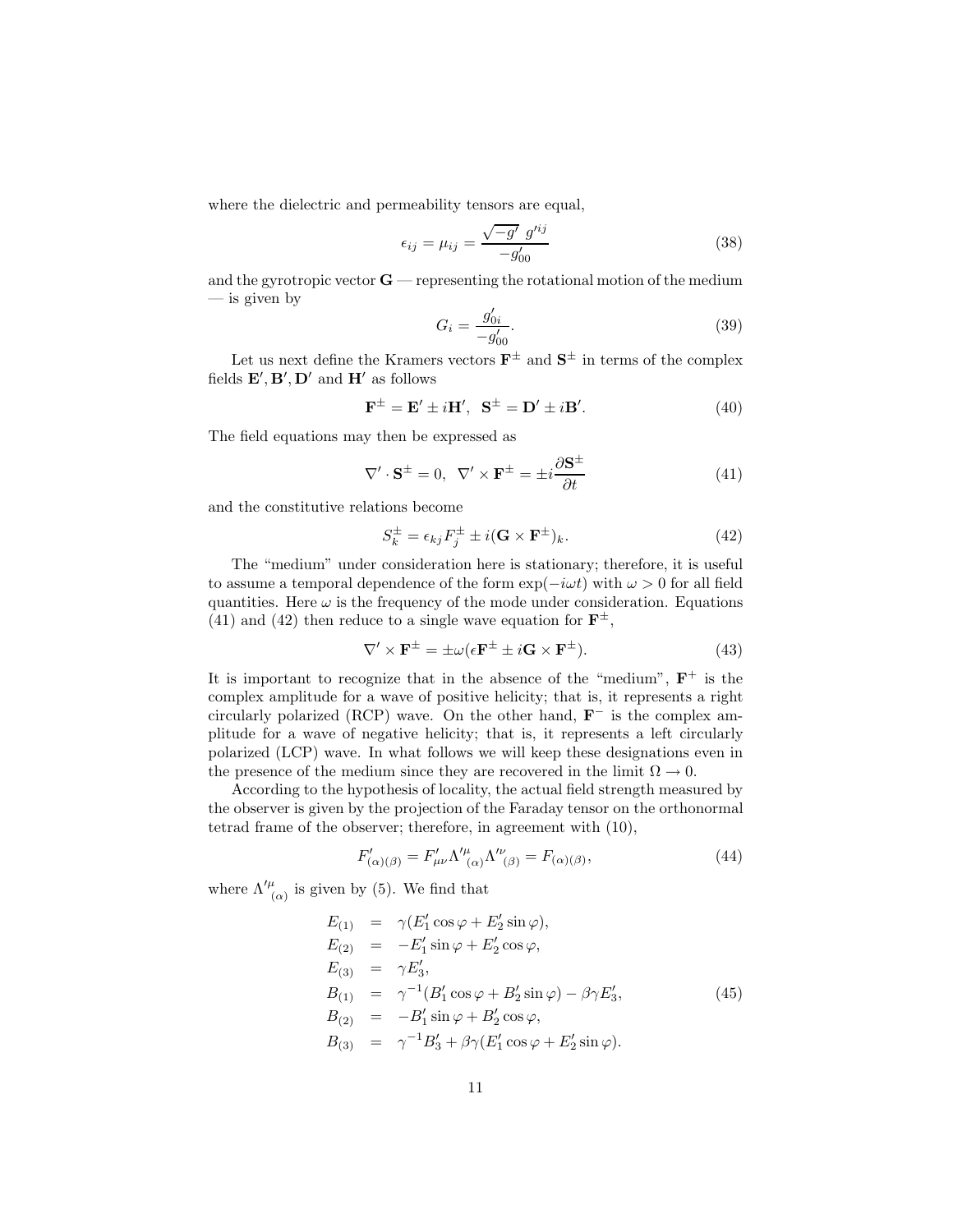where the dielectric and permeability tensors are equal,

$$\epsilon_{ij} = \mu_{ij} = \frac{\sqrt{-g'}\; g'^{ij}}{-g'_{00}} \tag{38}$$

and the gyrotropic vector $\mathbf{G}$ — representing the rotational motion of the medium — is given by

$$G_i = \frac{g'_{0i}}{-g'_{00}}. \tag{39}$$

Let us next define the Kramers vectors $\mathbf{F}^{\pm}$ and $\mathbf{S}^{\pm}$ in terms of the complex fields $\mathbf{E}', \mathbf{B}', \mathbf{D}'$ and $\mathbf{H}'$ as follows

$$\mathbf{F}^{\pm} = \mathbf{E}' \pm i\mathbf{H}', \quad \mathbf{S}^{\pm} = \mathbf{D}' \pm i\mathbf{B}'. \tag{40}$$

The field equations may then be expressed as

$$\nabla' \cdot \mathbf{S}^{\pm} = 0, \quad \nabla' \times \mathbf{F}^{\pm} = \pm i \frac{\partial \mathbf{S}^{\pm}}{\partial t} \tag{41}$$

and the constitutive relations become

$$S_k^{\pm} = \epsilon_{kj} F_j^{\pm} \pm i(\mathbf{G} \times \mathbf{F}^{\pm})_k. \tag{42}$$

The "medium" under consideration here is stationary; therefore, it is useful to assume a temporal dependence of the form $\exp(-i\omega t)$ with $\omega > 0$ for all field quantities. Here $\omega$ is the frequency of the mode under consideration. Equations (41) and (42) then reduce to a single wave equation for $\mathbf{F}^{\pm}$,

$$\nabla' \times \mathbf{F}^{\pm} = \pm\omega(\epsilon \mathbf{F}^{\pm} \pm i\mathbf{G} \times \mathbf{F}^{\pm}). \tag{43}$$

It is important to recognize that in the absence of the "medium", $\mathbf{F}^{+}$ is the complex amplitude for a wave of positive helicity; that is, it represents a right circularly polarized (RCP) wave. On the other hand, $\mathbf{F}^{-}$ is the complex amplitude for a wave of negative helicity; that is, it represents a left circularly polarized (LCP) wave. In what follows we will keep these designations even in the presence of the medium since they are recovered in the limit $\Omega \to 0$.

According to the hypothesis of locality, the actual field strength measured by the observer is given by the projection of the Faraday tensor on the orthonormal tetrad frame of the observer; therefore, in agreement with (10),

$$F'_{(\alpha)(\beta)} = F'_{\mu\nu} \Lambda'^{\mu}{}_{(\alpha)} \Lambda'^{\nu}{}_{(\beta)} = F_{(\alpha)(\beta)}, \tag{44}$$

where $\Lambda'^{\mu}{}_{(\alpha)}$ is given by (5). We find that

$$\begin{aligned}
E_{(1)} &= \gamma(E'_1 \cos\varphi + E'_2 \sin\varphi), \\
E_{(2)} &= -E'_1 \sin\varphi + E'_2 \cos\varphi, \\
E_{(3)} &= \gamma E'_3, \\
B_{(1)} &= \gamma^{-1}(B'_1 \cos\varphi + B'_2 \sin\varphi) - \beta\gamma E'_3, \\
B_{(2)} &= -B'_1 \sin\varphi + B'_2 \cos\varphi, \\
B_{(3)} &= \gamma^{-1} B'_3 + \beta\gamma(E'_1 \cos\varphi + E'_2 \sin\varphi).
\end{aligned} \tag{45}$$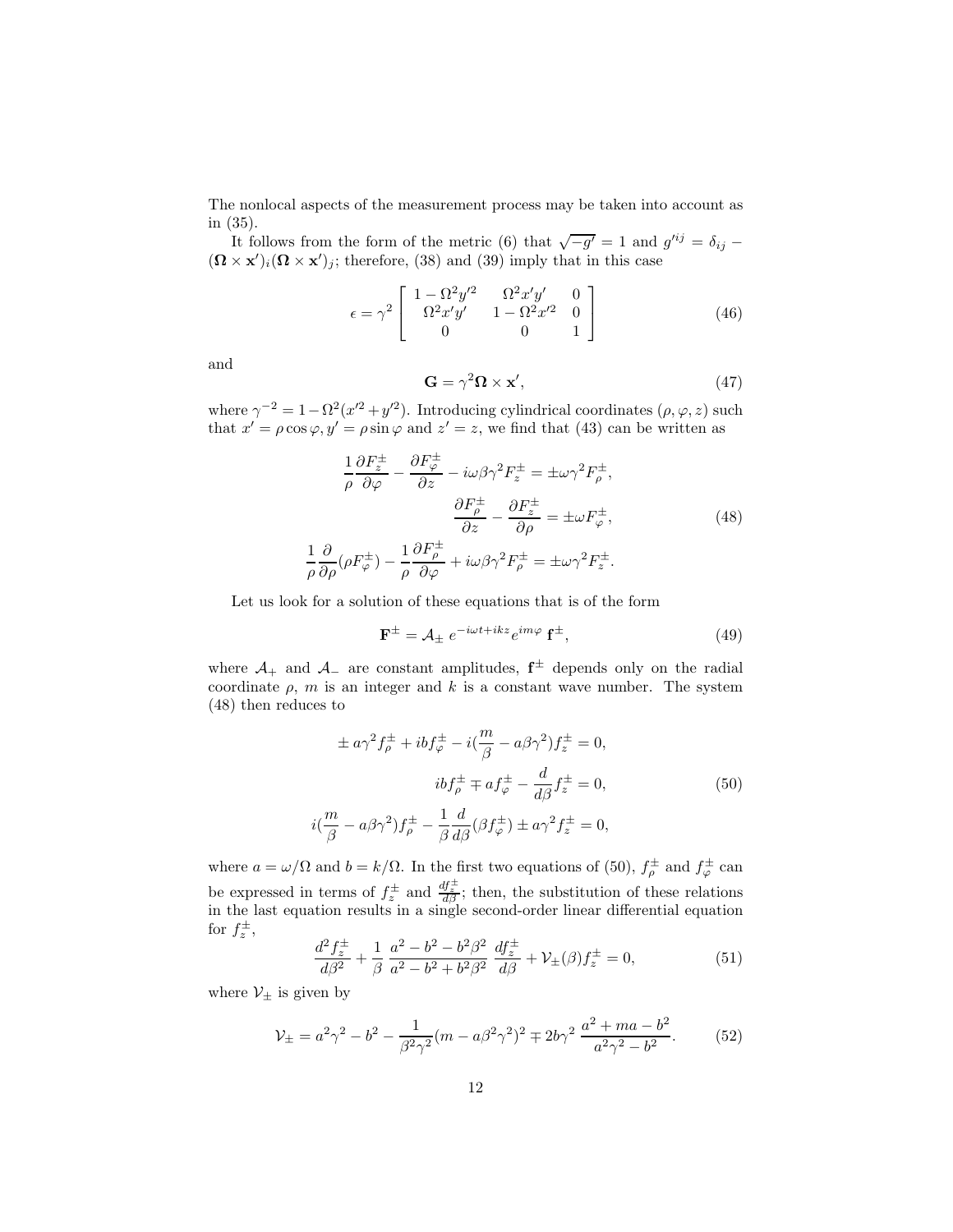The nonlocal aspects of the measurement process may be taken into account as in (35).

It follows from the form of the metric (6) that $\sqrt{-g'} = 1$ and $g'^{ij} = \delta_{ij} - (\mathbf{\Omega} \times \mathbf{x}')_i (\mathbf{\Omega} \times \mathbf{x}')_j$; therefore, (38) and (39) imply that in this case

$$\epsilon = \gamma^2 \begin{bmatrix} 1 - \Omega^2 y'^2 & \Omega^2 x' y' & 0 \\ \Omega^2 x' y' & 1 - \Omega^2 x'^2 & 0 \\ 0 & 0 & 1 \end{bmatrix} \tag{46}$$

and

$$\mathbf{G} = \gamma^2 \mathbf{\Omega} \times \mathbf{x}', \tag{47}$$

where $\gamma^{-2} = 1 - \Omega^2 (x'^2 + y'^2)$. Introducing cylindrical coordinates $(\rho, \varphi, z)$ such that $x' = \rho \cos \varphi, y' = \rho \sin \varphi$ and $z' = z$, we find that (43) can be written as

$$\begin{aligned} \frac{1}{\rho} \frac{\partial F_z^{\pm}}{\partial \varphi} - \frac{\partial F_\varphi^{\pm}}{\partial z} - i\omega\beta\gamma^2 F_z^{\pm} &= \pm \omega \gamma^2 F_\rho^{\pm}, \\ \frac{\partial F_\rho^{\pm}}{\partial z} - \frac{\partial F_z^{\pm}}{\partial \rho} &= \pm \omega F_\varphi^{\pm}, \\ \frac{1}{\rho} \frac{\partial}{\partial \rho} (\rho F_\varphi^{\pm}) - \frac{1}{\rho} \frac{\partial F_\rho^{\pm}}{\partial \varphi} + i\omega\beta\gamma^2 F_\rho^{\pm} &= \pm \omega \gamma^2 F_z^{\pm}. \end{aligned} \tag{48}$$

Let us look for a solution of these equations that is of the form

$$\mathbf{F}^{\pm} = \mathcal{A}_{\pm}\, e^{-i\omega t + ikz} e^{im\varphi}\, \mathbf{f}^{\pm}, \tag{49}$$

where $\mathcal{A}_+$ and $\mathcal{A}_-$ are constant amplitudes, $\mathbf{f}^{\pm}$ depends only on the radial coordinate $\rho$, $m$ is an integer and $k$ is a constant wave number. The system (48) then reduces to

$$\begin{aligned} \pm\, a\gamma^2 f_\rho^{\pm} + ib f_\varphi^{\pm} - i(\frac{m}{\beta} - a\beta\gamma^2) f_z^{\pm} &= 0, \\ ib f_\rho^{\pm} \mp a f_\varphi^{\pm} - \frac{d}{d\beta} f_z^{\pm} &= 0, \\ i(\frac{m}{\beta} - a\beta\gamma^2) f_\rho^{\pm} - \frac{1}{\beta} \frac{d}{d\beta} (\beta f_\varphi^{\pm}) \pm a\gamma^2 f_z^{\pm} &= 0, \end{aligned} \tag{50}$$

where $a = \omega/\Omega$ and $b = k/\Omega$. In the first two equations of (50), $f_\rho^{\pm}$ and $f_\varphi^{\pm}$ can be expressed in terms of $f_z^{\pm}$ and $\frac{df_z^{\pm}}{d\beta}$; then, the substitution of these relations in the last equation results in a single second-order linear differential equation for $f_z^{\pm}$,

$$\frac{d^2 f_z^{\pm}}{d\beta^2} + \frac{1}{\beta} \frac{a^2 - b^2 - b^2\beta^2}{a^2 - b^2 + b^2\beta^2} \frac{df_z^{\pm}}{d\beta} + \mathcal{V}_{\pm}(\beta) f_z^{\pm} = 0, \tag{51}$$

where $\mathcal{V}_{\pm}$ is given by

$$\mathcal{V}_{\pm} = a^2\gamma^2 - b^2 - \frac{1}{\beta^2\gamma^2}(m - a\beta^2\gamma^2)^2 \mp 2b\gamma^2\, \frac{a^2 + ma - b^2}{a^2\gamma^2 - b^2}. \tag{52}$$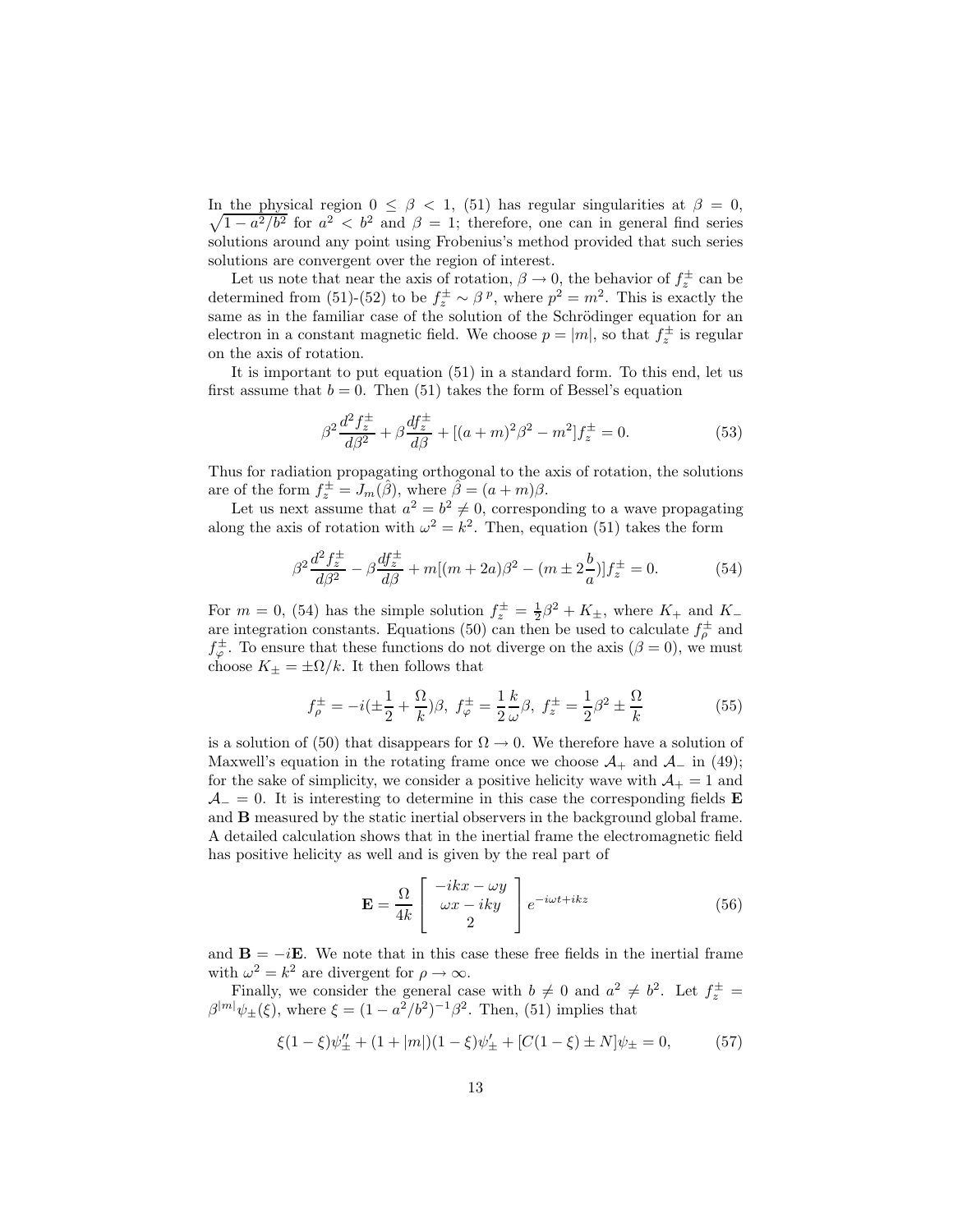In the physical region $0 \leq \beta < 1$, (51) has regular singularities at $\beta = 0$, $\sqrt{1 - a^2/b^2}$ for $a^2 < b^2$ and $\beta = 1$; therefore, one can in general find series solutions around any point using Frobenius's method provided that such series solutions are convergent over the region of interest.

Let us note that near the axis of rotation, $\beta \to 0$, the behavior of $f_z^\pm$ can be determined from (51)-(52) to be $f_z^\pm \sim \beta^{\,p}$, where $p^2 = m^2$. This is exactly the same as in the familiar case of the solution of the Schrödinger equation for an electron in a constant magnetic field. We choose $p = |m|$, so that $f_z^\pm$ is regular on the axis of rotation.

It is important to put equation (51) in a standard form. To this end, let us first assume that $b = 0$. Then (51) takes the form of Bessel's equation

$$\beta^2 \frac{d^2 f_z^\pm}{d\beta^2} + \beta \frac{d f_z^\pm}{d\beta} + [(a+m)^2\beta^2 - m^2] f_z^\pm = 0. \tag{53}$$

Thus for radiation propagating orthogonal to the axis of rotation, the solutions are of the form $f_z^\pm = J_m(\hat{\beta})$, where $\hat{\beta} = (a+m)\beta$.

Let us next assume that $a^2 = b^2 \neq 0$, corresponding to a wave propagating along the axis of rotation with $\omega^2 = k^2$. Then, equation (51) takes the form

$$\beta^2 \frac{d^2 f_z^\pm}{d\beta^2} - \beta \frac{d f_z^\pm}{d\beta} + m[(m+2a)\beta^2 - (m \pm 2\frac{b}{a})] f_z^\pm = 0. \tag{54}$$

For $m = 0$, (54) has the simple solution $f_z^\pm = \frac{1}{2}\beta^2 + K_\pm$, where $K_+$ and $K_-$ are integration constants. Equations (50) can then be used to calculate $f_\rho^\pm$ and $f_\varphi^\pm$. To ensure that these functions do not diverge on the axis ($\beta = 0$), we must choose $K_\pm = \pm\Omega/k$. It then follows that

$$f_\rho^\pm = -i(\pm\frac{1}{2} + \frac{\Omega}{k})\beta, \; f_\varphi^\pm = \frac{1}{2}\frac{k}{\omega}\beta, \; f_z^\pm = \frac{1}{2}\beta^2 \pm \frac{\Omega}{k} \tag{55}$$

is a solution of (50) that disappears for $\Omega \to 0$. We therefore have a solution of Maxwell's equation in the rotating frame once we choose $\mathcal{A}_+$ and $\mathcal{A}_-$ in (49); for the sake of simplicity, we consider a positive helicity wave with $\mathcal{A}_+ = 1$ and $\mathcal{A}_- = 0$. It is interesting to determine in this case the corresponding fields $\mathbf{E}$ and $\mathbf{B}$ measured by the static inertial observers in the background global frame. A detailed calculation shows that in the inertial frame the electromagnetic field has positive helicity as well and is given by the real part of

$$\mathbf{E} = \frac{\Omega}{4k} \begin{bmatrix} -ikx - \omega y \\ \omega x - iky \\ 2 \end{bmatrix} e^{-i\omega t + ikz} \tag{56}$$

and $\mathbf{B} = -i\mathbf{E}$. We note that in this case these free fields in the inertial frame with $\omega^2 = k^2$ are divergent for $\rho \to \infty$.

Finally, we consider the general case with $b \neq 0$ and $a^2 \neq b^2$. Let $f_z^\pm = \beta^{|m|}\psi_\pm(\xi)$, where $\xi = (1 - a^2/b^2)^{-1}\beta^2$. Then, (51) implies that

$$\xi(1-\xi)\psi_\pm'' + (1+|m|)(1-\xi)\psi_\pm' + [C(1-\xi) \pm N]\psi_\pm = 0, \tag{57}$$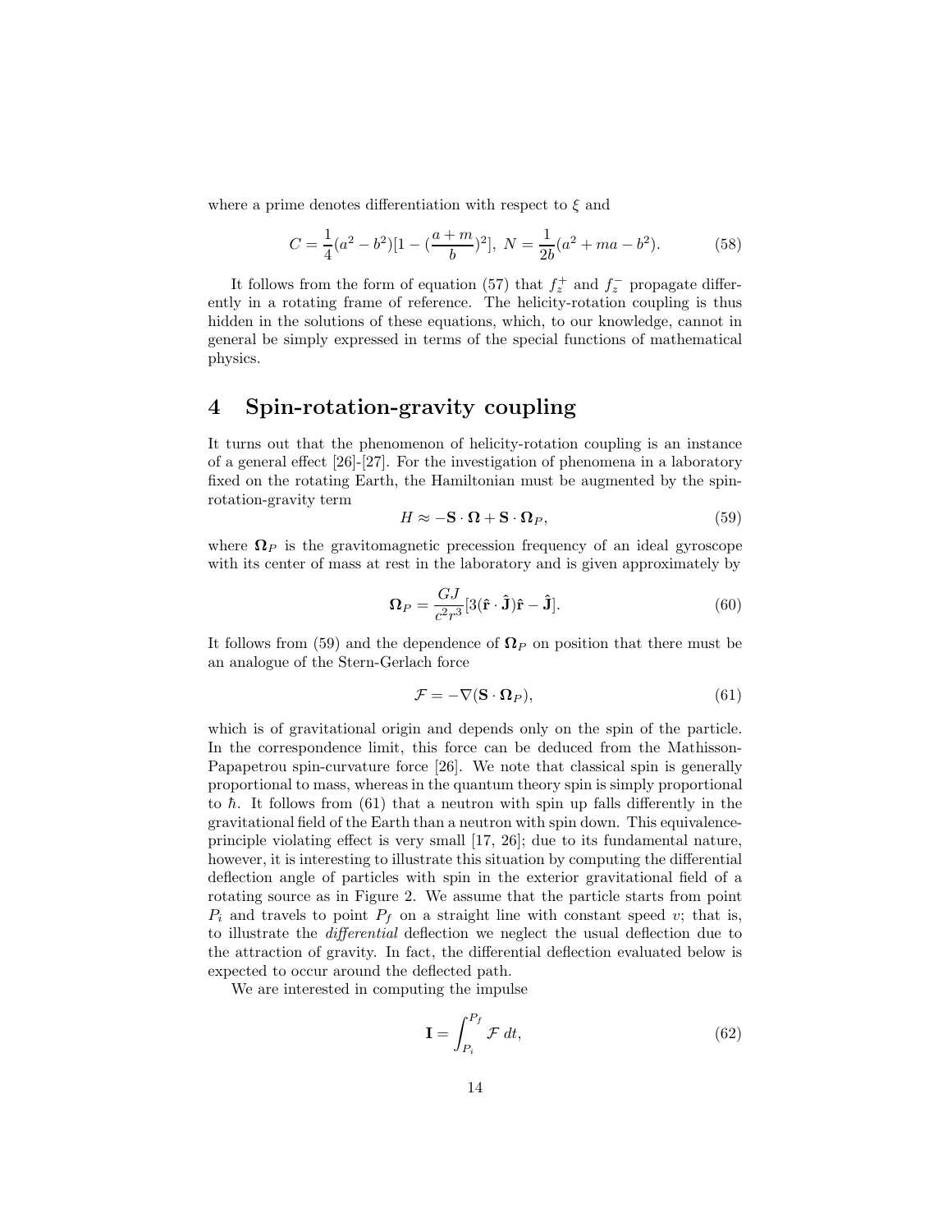where a prime denotes differentiation with respect to $\xi$ and

$$C = \frac{1}{4}(a^2 - b^2)[1 - (\frac{a+m}{b})^2], \; N = \frac{1}{2b}(a^2 + ma - b^2). \tag{58}$$

It follows from the form of equation (57) that $f_z^+$ and $f_z^-$ propagate differently in a rotating frame of reference. The helicity-rotation coupling is thus hidden in the solutions of these equations, which, to our knowledge, cannot in general be simply expressed in terms of the special functions of mathematical physics.

# 4 Spin-rotation-gravity coupling

It turns out that the phenomenon of helicity-rotation coupling is an instance of a general effect [26]-[27]. For the investigation of phenomena in a laboratory fixed on the rotating Earth, the Hamiltonian must be augmented by the spin-rotation-gravity term

$$H \approx -\mathbf{S} \cdot \mathbf{\Omega} + \mathbf{S} \cdot \mathbf{\Omega}_P, \tag{59}$$

where $\mathbf{\Omega}_P$ is the gravitomagnetic precession frequency of an ideal gyroscope with its center of mass at rest in the laboratory and is given approximately by

$$\mathbf{\Omega}_P = \frac{GJ}{c^2 r^3}[3(\hat{\mathbf{r}} \cdot \hat{\mathbf{J}})\hat{\mathbf{r}} - \hat{\mathbf{J}}]. \tag{60}$$

It follows from (59) and the dependence of $\mathbf{\Omega}_P$ on position that there must be an analogue of the Stern-Gerlach force

$$\mathcal{F} = -\nabla(\mathbf{S} \cdot \mathbf{\Omega}_P), \tag{61}$$

which is of gravitational origin and depends only on the spin of the particle. In the correspondence limit, this force can be deduced from the Mathisson-Papapetrou spin-curvature force [26]. We note that classical spin is generally proportional to mass, whereas in the quantum theory spin is simply proportional to $\hbar$. It follows from (61) that a neutron with spin up falls differently in the gravitational field of the Earth than a neutron with spin down. This equivalence-principle violating effect is very small [17, 26]; due to its fundamental nature, however, it is interesting to illustrate this situation by computing the differential deflection angle of particles with spin in the exterior gravitational field of a rotating source as in Figure 2. We assume that the particle starts from point $P_i$ and travels to point $P_f$ on a straight line with constant speed $v$; that is, to illustrate the *differential* deflection we neglect the usual deflection due to the attraction of gravity. In fact, the differential deflection evaluated below is expected to occur around the deflected path.

We are interested in computing the impulse

$$\mathbf{I} = \int_{P_i}^{P_f} \mathcal{F} \, dt, \tag{62}$$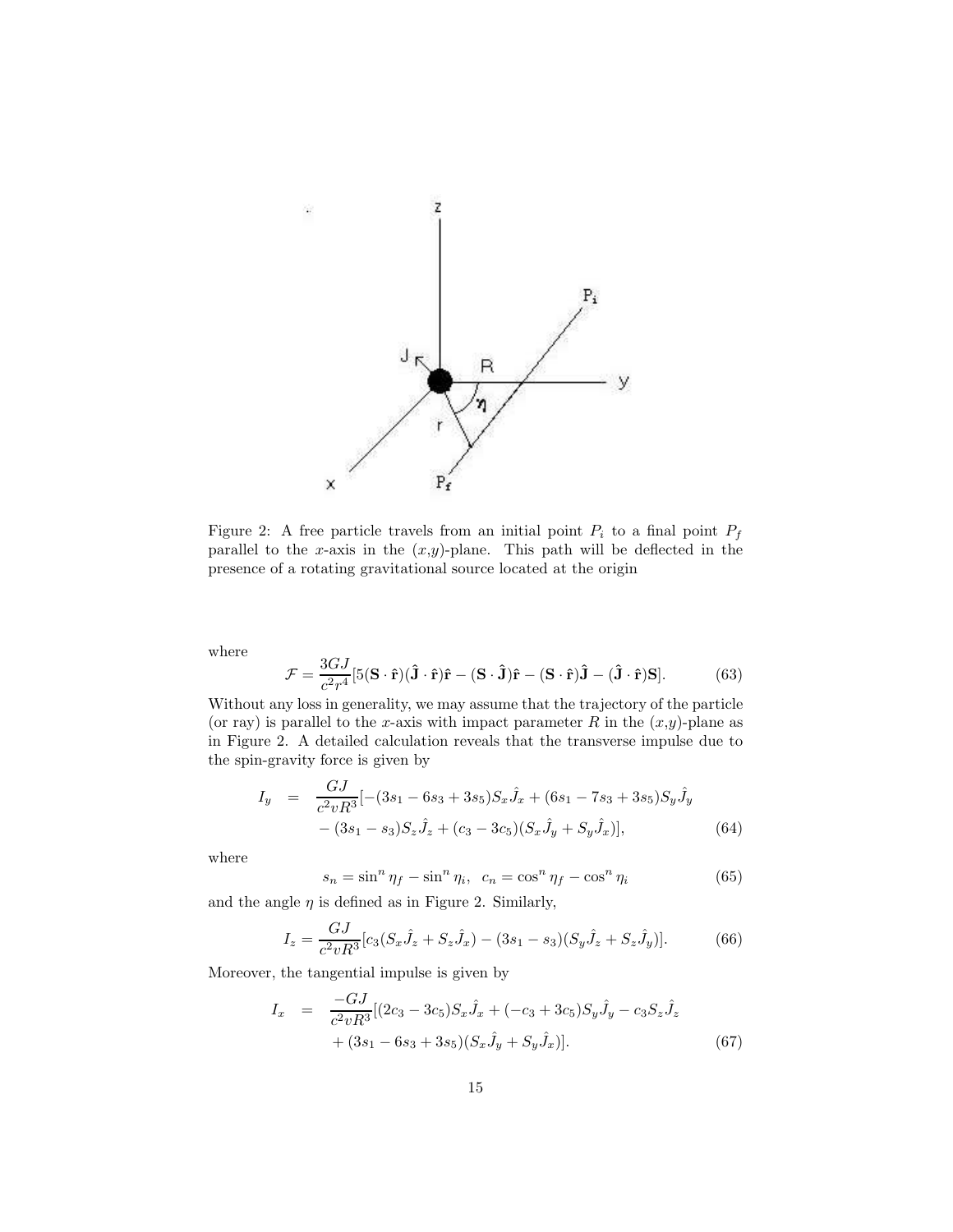Figure 2: A free particle travels from an initial point $P_i$ to a final point $P_f$ parallel to the $x$-axis in the $(x,y)$-plane. This path will be deflected in the presence of a rotating gravitational source located at the origin

where

$$\mathcal{F} = \frac{3GJ}{c^2 r^4}[5(\mathbf{S}\cdot\hat{\mathbf{r}})(\hat{\mathbf{J}}\cdot\hat{\mathbf{r}})\hat{\mathbf{r}} - (\mathbf{S}\cdot\hat{\mathbf{J}})\hat{\mathbf{r}} - (\mathbf{S}\cdot\hat{\mathbf{r}})\hat{\mathbf{J}} - (\hat{\mathbf{J}}\cdot\hat{\mathbf{r}})\mathbf{S}]. \tag{63}$$

Without any loss in generality, we may assume that the trajectory of the particle (or ray) is parallel to the $x$-axis with impact parameter $R$ in the $(x,y)$-plane as in Figure 2. A detailed calculation reveals that the transverse impulse due to the spin-gravity force is given by

$$\begin{aligned} I_y \;&=\; \frac{GJ}{c^2 v R^3}[-(3s_1 - 6s_3 + 3s_5)S_x\hat{J}_x + (6s_1 - 7s_3 + 3s_5)S_y\hat{J}_y \\ &\quad - (3s_1 - s_3)S_z\hat{J}_z + (c_3 - 3c_5)(S_x\hat{J}_y + S_y\hat{J}_x)], \end{aligned} \tag{64}$$

where

$$s_n = \sin^n\eta_f - \sin^n\eta_i, \;\; c_n = \cos^n\eta_f - \cos^n\eta_i \tag{65}$$

and the angle $\eta$ is defined as in Figure 2. Similarly,

$$I_z = \frac{GJ}{c^2 v R^3}[c_3(S_x\hat{J}_z + S_z\hat{J}_x) - (3s_1 - s_3)(S_y\hat{J}_z + S_z\hat{J}_y)]. \tag{66}$$

Moreover, the tangential impulse is given by

$$\begin{aligned} I_x \;&=\; \frac{-GJ}{c^2 v R^3}[(2c_3 - 3c_5)S_x\hat{J}_x + (-c_3 + 3c_5)S_y\hat{J}_y - c_3 S_z\hat{J}_z \\ &\quad + (3s_1 - 6s_3 + 3s_5)(S_x\hat{J}_y + S_y\hat{J}_x)]. \end{aligned} \tag{67}$$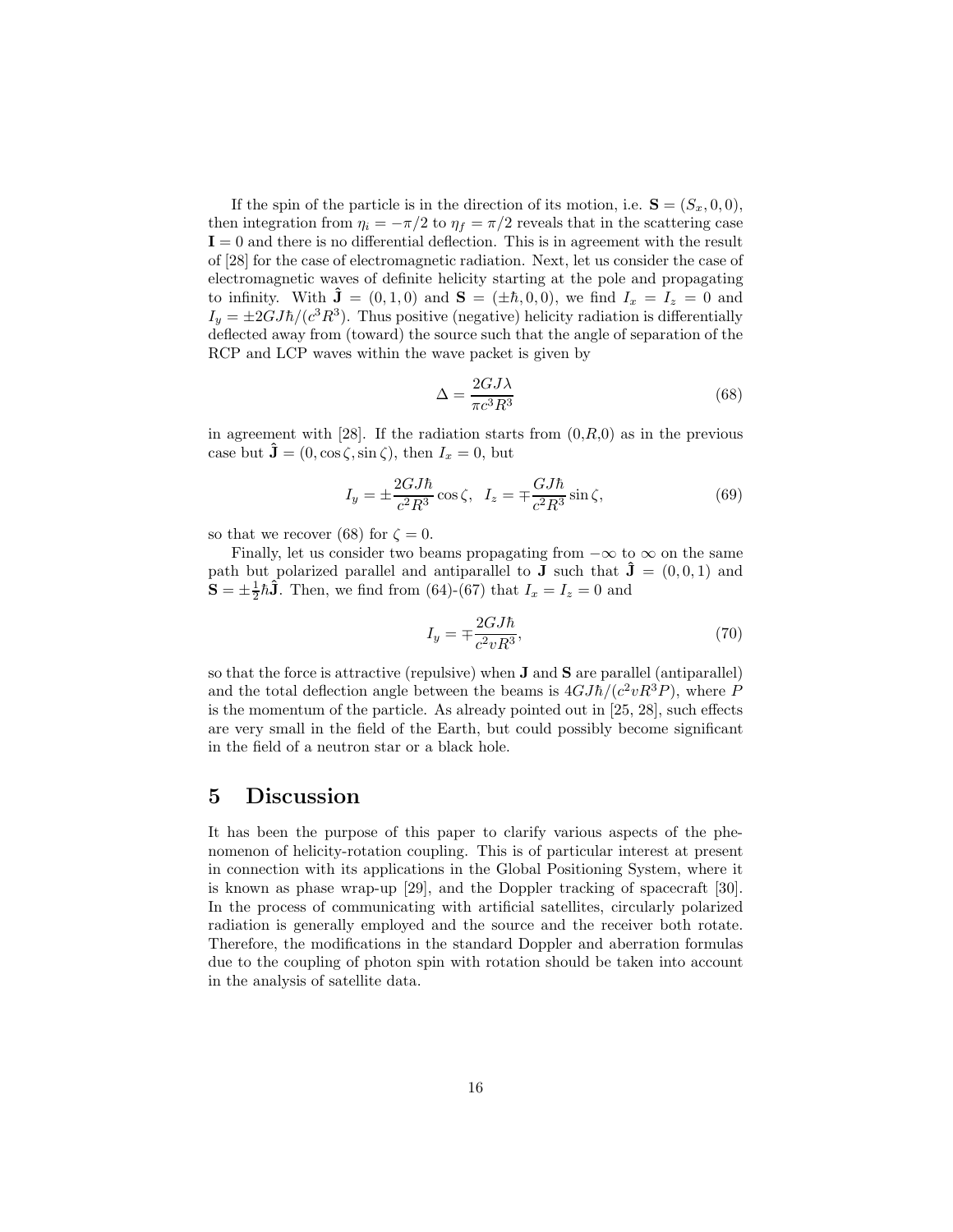If the spin of the particle is in the direction of its motion, i.e. $\mathbf{S} = (S_x, 0, 0)$, then integration from $\eta_i = -\pi/2$ to $\eta_f = \pi/2$ reveals that in the scattering case $\mathbf{I} = 0$ and there is no differential deflection. This is in agreement with the result of [28] for the case of electromagnetic radiation. Next, let us consider the case of electromagnetic waves of definite helicity starting at the pole and propagating to infinity. With $\hat{\mathbf{J}} = (0, 1, 0)$ and $\mathbf{S} = (\pm\hbar, 0, 0)$, we find $I_x = I_z = 0$ and $I_y = \pm 2GJ\hbar/(c^3R^3)$. Thus positive (negative) helicity radiation is differentially deflected away from (toward) the source such that the angle of separation of the RCP and LCP waves within the wave packet is given by

$$\Delta = \frac{2GJ\lambda}{\pi c^3 R^3} \tag{68}$$

in agreement with [28]. If the radiation starts from $(0,R,0)$ as in the previous case but $\hat{\mathbf{J}} = (0, \cos\zeta, \sin\zeta)$, then $I_x = 0$, but

$$I_y = \pm\frac{2GJ\hbar}{c^2R^3}\cos\zeta, \quad I_z = \mp\frac{GJ\hbar}{c^2R^3}\sin\zeta, \tag{69}$$

so that we recover (68) for $\zeta = 0$.

Finally, let us consider two beams propagating from $-\infty$ to $\infty$ on the same path but polarized parallel and antiparallel to $\mathbf{J}$ such that $\hat{\mathbf{J}} = (0, 0, 1)$ and $\mathbf{S} = \pm\frac{1}{2}\hbar\hat{\mathbf{J}}$. Then, we find from (64)-(67) that $I_x = I_z = 0$ and

$$I_y = \mp\frac{2GJ\hbar}{c^2vR^3}, \tag{70}$$

so that the force is attractive (repulsive) when $\mathbf{J}$ and $\mathbf{S}$ are parallel (antiparallel) and the total deflection angle between the beams is $4GJ\hbar/(c^2vR^3P)$, where $P$ is the momentum of the particle. As already pointed out in [25, 28], such effects are very small in the field of the Earth, but could possibly become significant in the field of a neutron star or a black hole.

## 5 Discussion

It has been the purpose of this paper to clarify various aspects of the phenomenon of helicity-rotation coupling. This is of particular interest at present in connection with its applications in the Global Positioning System, where it is known as phase wrap-up [29], and the Doppler tracking of spacecraft [30]. In the process of communicating with artificial satellites, circularly polarized radiation is generally employed and the source and the receiver both rotate. Therefore, the modifications in the standard Doppler and aberration formulas due to the coupling of photon spin with rotation should be taken into account in the analysis of satellite data.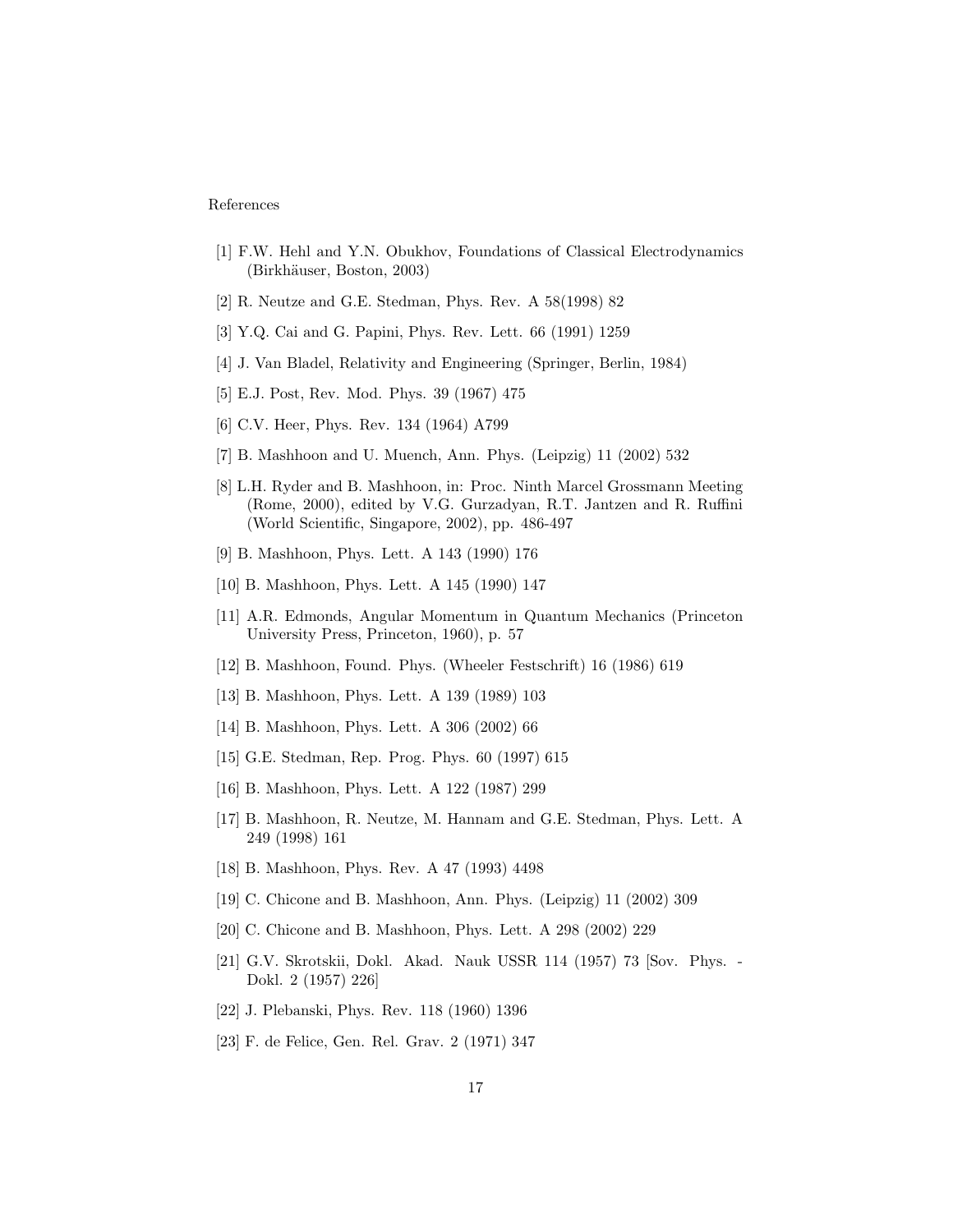References

[1] F.W. Hehl and Y.N. Obukhov, Foundations of Classical Electrodynamics (Birkhäuser, Boston, 2003)

[2] R. Neutze and G.E. Stedman, Phys. Rev. A 58(1998) 82

[3] Y.Q. Cai and G. Papini, Phys. Rev. Lett. 66 (1991) 1259

[4] J. Van Bladel, Relativity and Engineering (Springer, Berlin, 1984)

[5] E.J. Post, Rev. Mod. Phys. 39 (1967) 475

[6] C.V. Heer, Phys. Rev. 134 (1964) A799

[7] B. Mashhoon and U. Muench, Ann. Phys. (Leipzig) 11 (2002) 532

[8] L.H. Ryder and B. Mashhoon, in: Proc. Ninth Marcel Grossmann Meeting (Rome, 2000), edited by V.G. Gurzadyan, R.T. Jantzen and R. Ruffini (World Scientific, Singapore, 2002), pp. 486-497

[9] B. Mashhoon, Phys. Lett. A 143 (1990) 176

[10] B. Mashhoon, Phys. Lett. A 145 (1990) 147

[11] A.R. Edmonds, Angular Momentum in Quantum Mechanics (Princeton University Press, Princeton, 1960), p. 57

[12] B. Mashhoon, Found. Phys. (Wheeler Festschrift) 16 (1986) 619

[13] B. Mashhoon, Phys. Lett. A 139 (1989) 103

[14] B. Mashhoon, Phys. Lett. A 306 (2002) 66

[15] G.E. Stedman, Rep. Prog. Phys. 60 (1997) 615

[16] B. Mashhoon, Phys. Lett. A 122 (1987) 299

[17] B. Mashhoon, R. Neutze, M. Hannam and G.E. Stedman, Phys. Lett. A 249 (1998) 161

[18] B. Mashhoon, Phys. Rev. A 47 (1993) 4498

[19] C. Chicone and B. Mashhoon, Ann. Phys. (Leipzig) 11 (2002) 309

[20] C. Chicone and B. Mashhoon, Phys. Lett. A 298 (2002) 229

[21] G.V. Skrotskii, Dokl. Akad. Nauk USSR 114 (1957) 73 [Sov. Phys. - Dokl. 2 (1957) 226]

[22] J. Plebanski, Phys. Rev. 118 (1960) 1396

[23] F. de Felice, Gen. Rel. Grav. 2 (1971) 347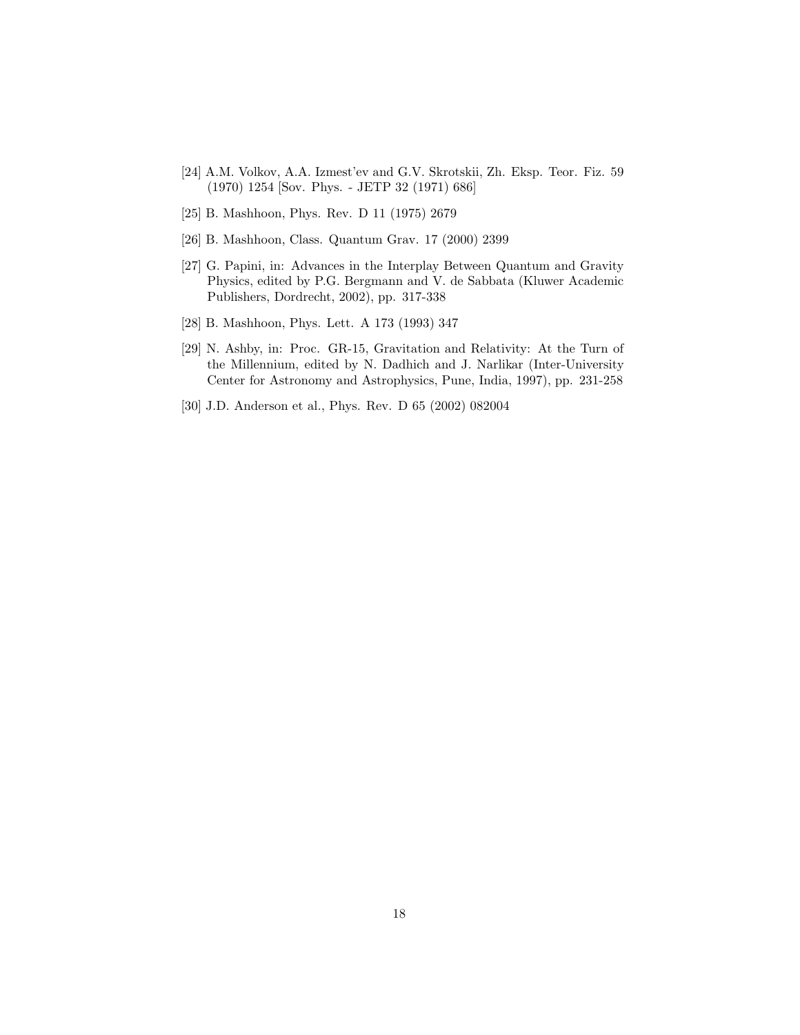[24] A.M. Volkov, A.A. Izmest'ev and G.V. Skrotskii, Zh. Eksp. Teor. Fiz. 59 (1970) 1254 [Sov. Phys. - JETP 32 (1971) 686]

[25] B. Mashhoon, Phys. Rev. D 11 (1975) 2679

[26] B. Mashhoon, Class. Quantum Grav. 17 (2000) 2399

[27] G. Papini, in: Advances in the Interplay Between Quantum and Gravity Physics, edited by P.G. Bergmann and V. de Sabbata (Kluwer Academic Publishers, Dordrecht, 2002), pp. 317-338

[28] B. Mashhoon, Phys. Lett. A 173 (1993) 347

[29] N. Ashby, in: Proc. GR-15, Gravitation and Relativity: At the Turn of the Millennium, edited by N. Dadhich and J. Narlikar (Inter-University Center for Astronomy and Astrophysics, Pune, India, 1997), pp. 231-258

[30] J.D. Anderson et al., Phys. Rev. D 65 (2002) 082004